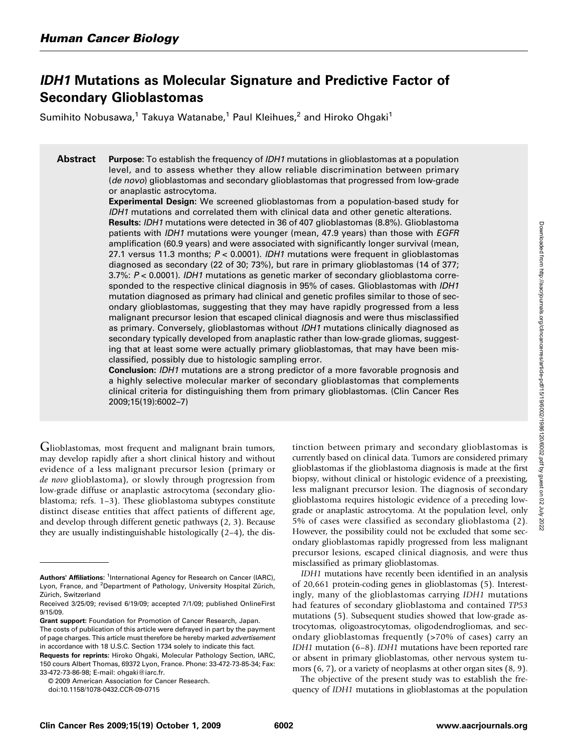Human Cancer Biology

# *IDH1* Mutations as Molecular Signature and Predictive Factor of Secondary Glioblastomas

Sumihito Nobusawa,[1] Takuya Watanabe,[1] Paul Kleihues,[2] and Hiroko Ohgaki[1]

**Abstract**

**Purpose:** To establish the frequency of *IDH1* mutations in glioblastomas at a population level, and to assess whether they allow reliable discrimination between primary (*de novo*) glioblastomas and secondary glioblastomas that progressed from low-grade or anaplastic astrocytoma.

**Experimental Design:** We screened glioblastomas from a population-based study for *IDH1* mutations and correlated them with clinical data and other genetic alterations.

**Results:** *IDH1* mutations were detected in 36 of 407 glioblastomas (8.8%). Glioblastoma patients with *IDH1* mutations were younger (mean, 47.9 years) than those with *EGFR* amplification (60.9 years) and were associated with significantly longer survival (mean, 27.1 versus 11.3 months; $P < 0.0001$). *IDH1* mutations were frequent in glioblastomas diagnosed as secondary (22 of 30; 73%), but rare in primary glioblastomas (14 of 377; 3.7%: $P < 0.0001$). *IDH1* mutations as genetic marker of secondary glioblastoma corresponded to the respective clinical diagnosis in 95% of cases. Glioblastomas with *IDH1* mutation diagnosed as primary had clinical and genetic profiles similar to those of secondary glioblastomas, suggesting that they may have rapidly progressed from a less malignant precursor lesion that escaped clinical diagnosis and were thus misclassified as primary. Conversely, glioblastomas without *IDH1* mutations clinically diagnosed as secondary typically developed from anaplastic rather than low-grade gliomas, suggesting that at least some were actually primary glioblastomas, that may have been misclassified, possibly due to histologic sampling error.

**Conclusion:** *IDH1* mutations are a strong predictor of a more favorable prognosis and a highly selective molecular marker of secondary glioblastomas that complements clinical criteria for distinguishing them from primary glioblastomas. (Clin Cancer Res 2009;15(19):6002–7)

Glioblastomas, most frequent and malignant brain tumors, may develop rapidly after a short clinical history and without evidence of a less malignant precursor lesion (primary or *de novo* glioblastoma), or slowly through progression from low-grade diffuse or anaplastic astrocytoma (secondary glioblastoma; refs. 1–3). These glioblastoma subtypes constitute distinct disease entities that affect patients of different age, and develop through different genetic pathways (2, 3). Because they are usually indistinguishable histologically (2–4), the distinction between primary and secondary glioblastomas is currently based on clinical data. Tumors are considered primary glioblastomas if the glioblastoma diagnosis is made at the first biopsy, without clinical or histologic evidence of a preexisting, less malignant precursor lesion. The diagnosis of secondary glioblastoma requires histologic evidence of a preceding low-grade or anaplastic astrocytoma. At the population level, only 5% of cases were classified as secondary glioblastoma (2). However, the possibility could not be excluded that some secondary glioblastomas rapidly progressed from less malignant precursor lesions, escaped clinical diagnosis, and were thus misclassified as primary glioblastomas.

*IDH1* mutations have recently been identified in an analysis of 20,661 protein-coding genes in glioblastomas (5). Interestingly, many of the glioblastomas carrying *IDH1* mutations had features of secondary glioblastoma and contained *TP53* mutations (5). Subsequent studies showed that low-grade astrocytomas, oligoastrocytomas, oligodendrogliomas, and secondary glioblastomas frequently (>70% of cases) carry an *IDH1* mutation (6–8). *IDH1* mutations have been reported rare or absent in primary glioblastomas, other nervous system tumors (6, 7), or a variety of neoplasms at other organ sites (8, 9).

The objective of the present study was to establish the frequency of *IDH1* mutations in glioblastomas at the population

---

**Authors' Affiliations:** [1]International Agency for Research on Cancer (IARC), Lyon, France, and [2]Department of Pathology, University Hospital Zürich, Zürich, Switzerland

Received 3/25/09; revised 6/19/09; accepted 7/1/09; published OnlineFirst 9/15/09.

**Grant support:** Foundation for Promotion of Cancer Research, Japan.

The costs of publication of this article were defrayed in part by the payment of page charges. This article must therefore be hereby marked *advertisement* in accordance with 18 U.S.C. Section 1734 solely to indicate this fact.

**Requests for reprints:** Hiroko Ohgaki, Molecular Pathology Section, IARC, 150 cours Albert Thomas, 69372 Lyon, France. Phone: 33-472-73-85-34; Fax: 33-472-73-86-98; E-mail: ohgaki@iarc.fr.

© 2009 American Association for Cancer Research.

doi:10.1158/1078-0432.CCR-09-0715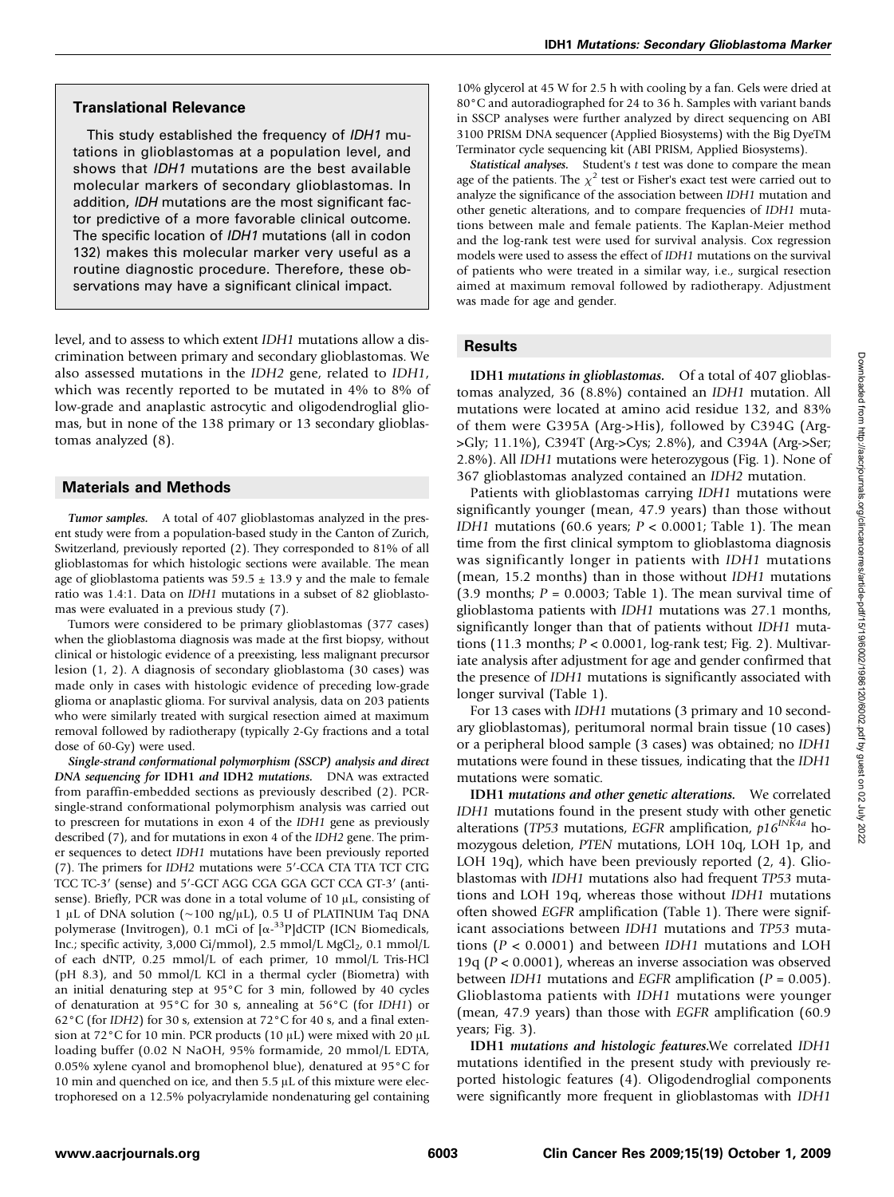## Translational Relevance

This study established the frequency of *IDH1* mutations in glioblastomas at a population level, and shows that *IDH1* mutations are the best available molecular markers of secondary glioblastomas. In addition, *IDH* mutations are the most significant factor predictive of a more favorable clinical outcome. The specific location of *IDH1* mutations (all in codon 132) makes this molecular marker very useful as a routine diagnostic procedure. Therefore, these observations may have a significant clinical impact.

level, and to assess to which extent *IDH1* mutations allow a discrimination between primary and secondary glioblastomas. We also assessed mutations in the *IDH2* gene, related to *IDH1*, which was recently reported to be mutated in 4% to 8% of low-grade and anaplastic astrocytic and oligodendroglial gliomas, but in none of the 138 primary or 13 secondary glioblastomas analyzed (8).

## Materials and Methods

***Tumor samples.*** A total of 407 glioblastomas analyzed in the present study were from a population-based study in the Canton of Zurich, Switzerland, previously reported (2). They corresponded to 81% of all glioblastomas for which histologic sections were available. The mean age of glioblastoma patients was 59.5 ± 13.9 y and the male to female ratio was 1.4:1. Data on *IDH1* mutations in a subset of 82 glioblastomas were evaluated in a previous study (7).

Tumors were considered to be primary glioblastomas (377 cases) when the glioblastoma diagnosis was made at the first biopsy, without clinical or histologic evidence of a preexisting, less malignant precursor lesion (1, 2). A diagnosis of secondary glioblastoma (30 cases) was made only in cases with histologic evidence of preceding low-grade glioma or anaplastic glioma. For survival analysis, data on 203 patients who were similarly treated with surgical resection aimed at maximum removal followed by radiotherapy (typically 2-Gy fractions and a total dose of 60-Gy) were used.

***Single-strand conformational polymorphism (SSCP) analysis and direct DNA sequencing for*** **IDH1** ***and*** **IDH2** ***mutations.*** DNA was extracted from paraffin-embedded sections as previously described (2). PCR-single-strand conformational polymorphism analysis was carried out to prescreen for mutations in exon 4 of the *IDH1* gene as previously described (7), and for mutations in exon 4 of the *IDH2* gene. The primer sequences to detect *IDH1* mutations have been previously reported (7). The primers for *IDH2* mutations were 5′-CCA CTA TTA TCT CTG TCC TC-3′ (sense) and 5′-GCT AGG CGA GGA GCT CCA GT-3′ (antisense). Briefly, PCR was done in a total volume of 10 μL, consisting of 1 μL of DNA solution (~100 ng/μL), 0.5 U of PLATINUM Taq DNA polymerase (Invitrogen), 0.1 mCi of [α-$^{33}$P]dCTP (ICN Biomedicals, Inc.; specific activity, 3,000 Ci/mmol), 2.5 mmol/L $MgCl_2$, 0.1 mmol/L of each dNTP, 0.25 mmol/L of each primer, 10 mmol/L Tris-HCl (pH 8.3), and 50 mmol/L KCl in a thermal cycler (Biometra) with an initial denaturing step at 95°C for 3 min, followed by 40 cycles of denaturation at 95°C for 30 s, annealing at 56°C (for *IDH1*) or 62°C (for *IDH2*) for 30 s, extension at 72°C for 40 s, and a final extension at 72°C for 10 min. PCR products (10 μL) were mixed with 20 μL loading buffer (0.02 N NaOH, 95% formamide, 20 mmol/L EDTA, 0.05% xylene cyanol and bromophenol blue), denatured at 95°C for 10 min and quenched on ice, and then 5.5 μL of this mixture were electrophoresed on a 12.5% polyacrylamide nondenaturing gel containing 10% glycerol at 45 W for 2.5 h with cooling by a fan. Gels were dried at 80°C and autoradiographed for 24 to 36 h. Samples with variant bands in SSCP analyses were further analyzed by direct sequencing on ABI 3100 PRISM DNA sequencer (Applied Biosystems) with the Big DyeTM Terminator cycle sequencing kit (ABI PRISM, Applied Biosystems).

***Statistical analyses.*** Student's *t* test was done to compare the mean age of the patients. The $\chi^2$ test or Fisher's exact test were carried out to analyze the significance of the association between *IDH1* mutation and other genetic alterations, and to compare frequencies of *IDH1* mutations between male and female patients. The Kaplan-Meier method and the log-rank test were used for survival analysis. Cox regression models were used to assess the effect of *IDH1* mutations on the survival of patients who were treated in a similar way, i.e., surgical resection aimed at maximum removal followed by radiotherapy. Adjustment was made for age and gender.

## Results

**IDH1** ***mutations in glioblastomas.*** Of a total of 407 glioblastomas analyzed, 36 (8.8%) contained an *IDH1* mutation. All mutations were located at amino acid residue 132, and 83% of them were G395A (Arg->His), followed by C394G (Arg->Gly; 11.1%), C394T (Arg->Cys; 2.8%), and C394A (Arg->Ser; 2.8%). All *IDH1* mutations were heterozygous (Fig. 1). None of 367 glioblastomas analyzed contained an *IDH2* mutation.

Patients with glioblastomas carrying *IDH1* mutations were significantly younger (mean, 47.9 years) than those without *IDH1* mutations (60.6 years; $P < 0.0001$; Table 1). The mean time from the first clinical symptom to glioblastoma diagnosis was significantly longer in patients with *IDH1* mutations (mean, 15.2 months) than in those without *IDH1* mutations (3.9 months; $P = 0.0003$; Table 1). The mean survival time of glioblastoma patients with *IDH1* mutations was 27.1 months, significantly longer than that of patients without *IDH1* mutations (11.3 months; $P < 0.0001$, log-rank test; Fig. 2). Multivariate analysis after adjustment for age and gender confirmed that the presence of *IDH1* mutations is significantly associated with longer survival (Table 1).

For 13 cases with *IDH1* mutations (3 primary and 10 secondary glioblastomas), peritumoral normal brain tissue (10 cases) or a peripheral blood sample (3 cases) was obtained; no *IDH1* mutations were found in these tissues, indicating that the *IDH1* mutations were somatic.

**IDH1** ***mutations and other genetic alterations.*** We correlated *IDH1* mutations found in the present study with other genetic alterations (*TP53* mutations, *EGFR* amplification, $p16^{INK4a}$ homozygous deletion, *PTEN* mutations, LOH 10q, LOH 1p, and LOH 19q), which have been previously reported (2, 4). Glioblastomas with *IDH1* mutations also had frequent *TP53* mutations and LOH 19q, whereas those without *IDH1* mutations often showed *EGFR* amplification (Table 1). There were significant associations between *IDH1* mutations and *TP53* mutations ($P < 0.0001$) and between *IDH1* mutations and LOH 19q ($P < 0.0001$), whereas an inverse association was observed between *IDH1* mutations and *EGFR* amplification ($P = 0.005$). Glioblastoma patients with *IDH1* mutations were younger (mean, 47.9 years) than those with *EGFR* amplification (60.9 years; Fig. 3).

**IDH1** ***mutations and histologic features.*** We correlated *IDH1* mutations identified in the present study with previously reported histologic features (4). Oligodendroglial components were significantly more frequent in glioblastomas with *IDH1*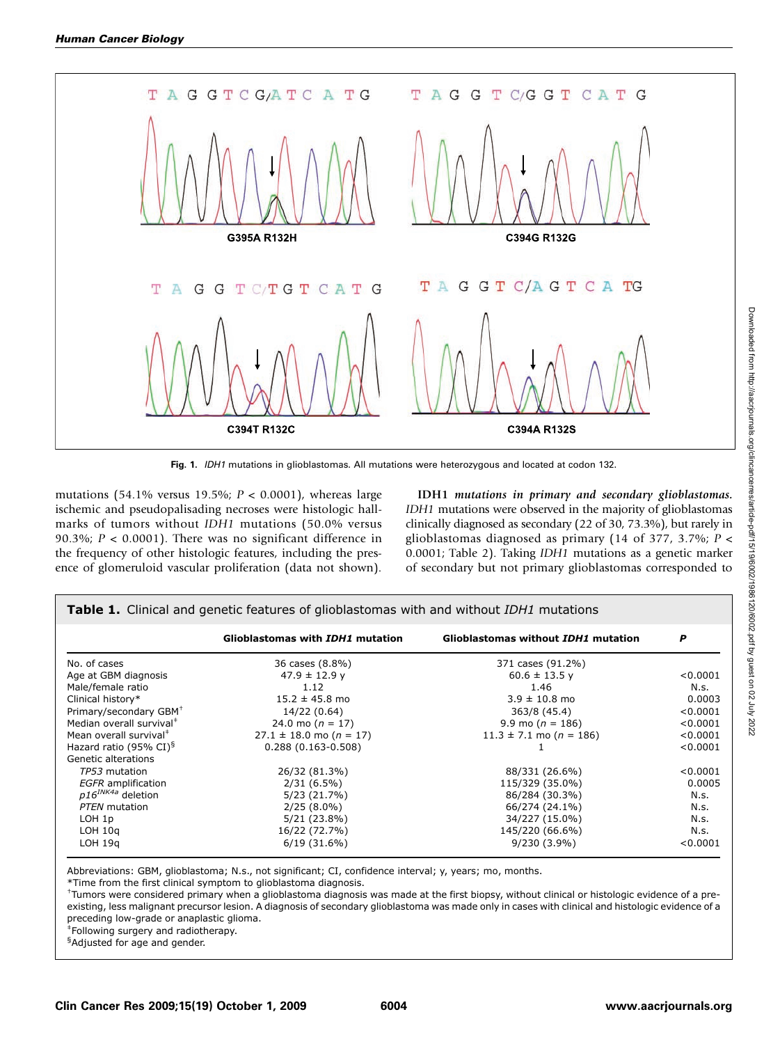Fig. 1. *IDH1* mutations in glioblastomas. All mutations were heterozygous and located at codon 132.

mutations (54.1% versus 19.5%; $P < 0.0001$), whereas large ischemic and pseudopalisading necroses were histologic hallmarks of tumors without *IDH1* mutations (50.0% versus 90.3%; $P < 0.0001$). There was no significant difference in the frequency of other histologic features, including the presence of glomeruloid vascular proliferation (data not shown).

**IDH1** ***mutations in primary and secondary glioblastomas.*** *IDH1* mutations were observed in the majority of glioblastomas clinically diagnosed as secondary (22 of 30, 73.3%), but rarely in glioblastomas diagnosed as primary (14 of 377, 3.7%; $P < 0.0001$; Table 2). Taking *IDH1* mutations as a genetic marker of secondary but not primary glioblastomas corresponded to

**Table 1.** Clinical and genetic features of glioblastomas with and without *IDH1* mutations

| | Glioblastomas with *IDH1* mutation | Glioblastomas without *IDH1* mutation | P |
|---|---|---|---|
| No. of cases | 36 cases (8.8%) | 371 cases (91.2%) | |
| Age at GBM diagnosis | 47.9 ± 12.9 y | 60.6 ± 13.5 y | <0.0001 |
| Male/female ratio | 1.12 | 1.46 | N.s. |
| Clinical history* | 15.2 ± 45.8 mo | 3.9 ± 10.8 mo | 0.0003 |
| Primary/secondary GBM[†] | 14/22 (0.64) | 363/8 (45.4) | <0.0001 |
| Median overall survival[‡] | 24.0 mo ($n$ = 17) | 9.9 mo ($n$ = 186) | <0.0001 |
| Mean overall survival[‡] | 27.1 ± 18.0 mo ($n$ = 17) | 11.3 ± 7.1 mo ($n$ = 186) | <0.0001 |
| Hazard ratio (95% CI)[§] | 0.288 (0.163-0.508) | 1 | <0.0001 |
| Genetic alterations | | | |
| *TP53* mutation | 26/32 (81.3%) | 88/331 (26.6%) | <0.0001 |
| *EGFR* amplification | 2/31 (6.5%) | 115/329 (35.0%) | 0.0005 |
| $p16^{INK4a}$ deletion | 5/23 (21.7%) | 86/284 (30.3%) | N.s. |
| *PTEN* mutation | 2/25 (8.0%) | 66/274 (24.1%) | N.s. |
| LOH 1p | 5/21 (23.8%) | 34/227 (15.0%) | N.s. |
| LOH 10q | 16/22 (72.7%) | 145/220 (66.6%) | N.s. |
| LOH 19q | 6/19 (31.6%) | 9/230 (3.9%) | <0.0001 |

Abbreviations: GBM, glioblastoma; N.s., not significant; CI, confidence interval; y, years; mo, months.

*Time from the first clinical symptom to glioblastoma diagnosis.

[†]Tumors were considered primary when a glioblastoma diagnosis was made at the first biopsy, without clinical or histologic evidence of a preexisting, less malignant precursor lesion. A diagnosis of secondary glioblastoma was made only in cases with clinical and histologic evidence of a preceding low-grade or anaplastic glioma.

[‡]Following surgery and radiotherapy.

[§]Adjusted for age and gender.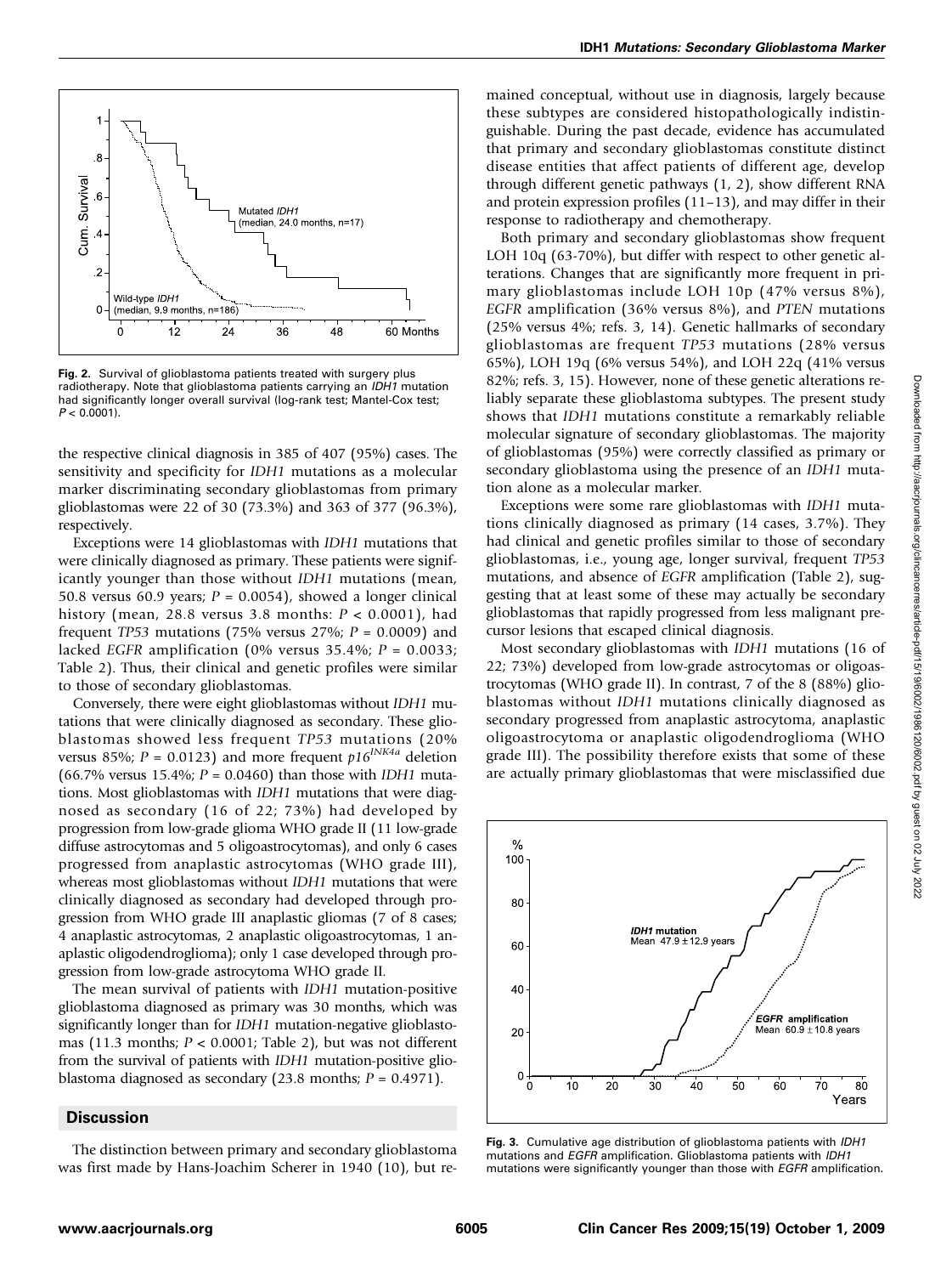Fig. 2. Survival of glioblastoma patients treated with surgery plus radiotherapy. Note that glioblastoma patients carrying an *IDH1* mutation had significantly longer overall survival (log-rank test; Mantel-Cox test; $P < 0.0001$).

the respective clinical diagnosis in 385 of 407 (95%) cases. The sensitivity and specificity for *IDH1* mutations as a molecular marker discriminating secondary glioblastomas from primary glioblastomas were 22 of 30 (73.3%) and 363 of 377 (96.3%), respectively.

Exceptions were 14 glioblastomas with *IDH1* mutations that were clinically diagnosed as primary. These patients were significantly younger than those without *IDH1* mutations (mean, 50.8 versus 60.9 years; $P = 0.0054$), showed a longer clinical history (mean, 28.8 versus 3.8 months: $P < 0.0001$), had frequent *TP53* mutations (75% versus 27%; $P = 0.0009$) and lacked *EGFR* amplification (0% versus 35.4%; $P = 0.0033$; Table 2). Thus, their clinical and genetic profiles were similar to those of secondary glioblastomas.

Conversely, there were eight glioblastomas without *IDH1* mutations that were clinically diagnosed as secondary. These glioblastomas showed less frequent *TP53* mutations (20% versus 85%; $P = 0.0123$) and more frequent $p16^{INK4a}$ deletion (66.7% versus 15.4%; $P = 0.0460$) than those with *IDH1* mutations. Most glioblastomas with *IDH1* mutations that were diagnosed as secondary (16 of 22; 73%) had developed by progression from low-grade glioma WHO grade II (11 low-grade diffuse astrocytomas and 5 oligoastrocytomas), and only 6 cases progressed from anaplastic astrocytomas (WHO grade III), whereas most glioblastomas without *IDH1* mutations that were clinically diagnosed as secondary had developed through progression from WHO grade III anaplastic gliomas (7 of 8 cases; 4 anaplastic astrocytomas, 2 anaplastic oligoastrocytomas, 1 anaplastic oligodendroglioma); only 1 case developed through progression from low-grade astrocytoma WHO grade II.

The mean survival of patients with *IDH1* mutation-positive glioblastoma diagnosed as primary was 30 months, which was significantly longer than for *IDH1* mutation-negative glioblastomas (11.3 months; $P < 0.0001$; Table 2), but was not different from the survival of patients with *IDH1* mutation-positive glioblastoma diagnosed as secondary (23.8 months; $P = 0.4971$).

## Discussion

The distinction between primary and secondary glioblastoma was first made by Hans-Joachim Scherer in 1940 (10), but remained conceptual, without use in diagnosis, largely because these subtypes are considered histopathologically indistinguishable. During the past decade, evidence has accumulated that primary and secondary glioblastomas constitute distinct disease entities that affect patients of different age, develop through different genetic pathways (1, 2), show different RNA and protein expression profiles (11–13), and may differ in their response to radiotherapy and chemotherapy.

Both primary and secondary glioblastomas show frequent LOH 10q (63-70%), but differ with respect to other genetic alterations. Changes that are significantly more frequent in primary glioblastomas include LOH 10p (47% versus 8%), *EGFR* amplification (36% versus 8%), and *PTEN* mutations (25% versus 4%; refs. 3, 14). Genetic hallmarks of secondary glioblastomas are frequent *TP53* mutations (28% versus 65%), LOH 19q (6% versus 54%), and LOH 22q (41% versus 82%; refs. 3, 15). However, none of these genetic alterations reliably separate these glioblastoma subtypes. The present study shows that *IDH1* mutations constitute a remarkably reliable molecular signature of secondary glioblastomas. The majority of glioblastomas (95%) were correctly classified as primary or secondary glioblastoma using the presence of an *IDH1* mutation alone as a molecular marker.

Exceptions were some rare glioblastomas with *IDH1* mutations clinically diagnosed as primary (14 cases, 3.7%). They had clinical and genetic profiles similar to those of secondary glioblastomas, i.e., young age, longer survival, frequent *TP53* mutations, and absence of *EGFR* amplification (Table 2), suggesting that at least some of these may actually be secondary glioblastomas that rapidly progressed from less malignant precursor lesions that escaped clinical diagnosis.

Most secondary glioblastomas with *IDH1* mutations (16 of 22; 73%) developed from low-grade astrocytomas or oligoastrocytomas (WHO grade II). In contrast, 7 of the 8 (88%) glioblastomas without *IDH1* mutations clinically diagnosed as secondary progressed from anaplastic astrocytoma, anaplastic oligoastrocytoma or anaplastic oligodendroglioma (WHO grade III). The possibility therefore exists that some of these are actually primary glioblastomas that were misclassified due

Fig. 3. Cumulative age distribution of glioblastoma patients with *IDH1* mutations and *EGFR* amplification. Glioblastoma patients with *IDH1* mutations were significantly younger than those with *EGFR* amplification.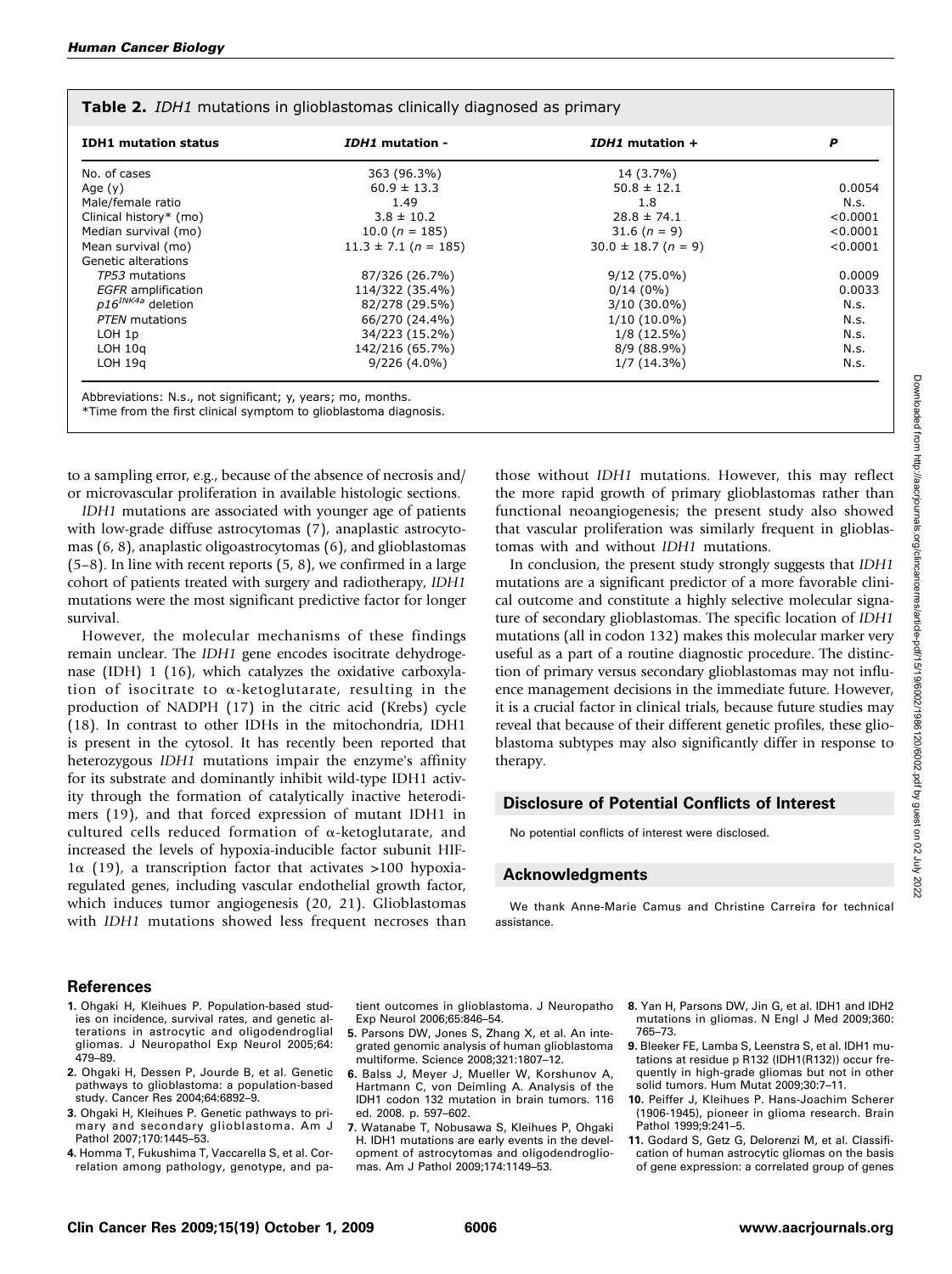**Table 2.** *IDH1* mutations in glioblastomas clinically diagnosed as primary

| IDH1 mutation status | *IDH1* mutation - | *IDH1* mutation + | P |
|---|---|---|---|
| No. of cases | 363 (96.3%) | 14 (3.7%) | |
| Age (y) | 60.9 ± 13.3 | 50.8 ± 12.1 | 0.0054 |
| Male/female ratio | 1.49 | 1.8 | N.s. |
| Clinical history* (mo) | 3.8 ± 10.2 | 28.8 ± 74.1 | <0.0001 |
| Median survival (mo) | 10.0 (*n* = 185) | 31.6 (*n* = 9) | <0.0001 |
| Mean survival (mo) | 11.3 ± 7.1 (*n* = 185) | 30.0 ± 18.7 (*n* = 9) | <0.0001 |
| Genetic alterations | | | |
| *TP53* mutations | 87/326 (26.7%) | 9/12 (75.0%) | 0.0009 |
| *EGFR* amplification | 114/322 (35.4%) | 0/14 (0%) | 0.0033 |
| *p16$^{INK4a}$* deletion | 82/278 (29.5%) | 3/10 (30.0%) | N.s. |
| *PTEN* mutations | 66/270 (24.4%) | 1/10 (10.0%) | N.s. |
| LOH 1p | 34/223 (15.2%) | 1/8 (12.5%) | N.s. |
| LOH 10q | 142/216 (65.7%) | 8/9 (88.9%) | N.s. |
| LOH 19q | 9/226 (4.0%) | 1/7 (14.3%) | N.s. |

Abbreviations: N.s., not significant; y, years; mo, months.
*Time from the first clinical symptom to glioblastoma diagnosis.

to a sampling error, e.g., because of the absence of necrosis and/or microvascular proliferation in available histologic sections.

*IDH1* mutations are associated with younger age of patients with low-grade diffuse astrocytomas (7), anaplastic astrocytomas (6, 8), anaplastic oligoastrocytomas (6), and glioblastomas (5–8). In line with recent reports (5, 8), we confirmed in a large cohort of patients treated with surgery and radiotherapy, *IDH1* mutations were the most significant predictive factor for longer survival.

However, the molecular mechanisms of these findings remain unclear. The *IDH1* gene encodes isocitrate dehydrogenase (IDH) 1 (16), which catalyzes the oxidative carboxylation of isocitrate to α-ketoglutarate, resulting in the production of NADPH (17) in the citric acid (Krebs) cycle (18). In contrast to other IDHs in the mitochondria, IDH1 is present in the cytosol. It has recently been reported that heterozygous *IDH1* mutations impair the enzyme's affinity for its substrate and dominantly inhibit wild-type IDH1 activity through the formation of catalytically inactive heterodimers (19), and that forced expression of mutant IDH1 in cultured cells reduced formation of α-ketoglutarate, and increased the levels of hypoxia-inducible factor subunit HIF-1α (19), a transcription factor that activates >100 hypoxia-regulated genes, including vascular endothelial growth factor, which induces tumor angiogenesis (20, 21). Glioblastomas with *IDH1* mutations showed less frequent necroses than those without *IDH1* mutations. However, this may reflect the more rapid growth of primary glioblastomas rather than functional neoangiogenesis; the present study also showed that vascular proliferation was similarly frequent in glioblastomas with and without *IDH1* mutations.

In conclusion, the present study strongly suggests that *IDH1* mutations are a significant predictor of a more favorable clinical outcome and constitute a highly selective molecular signature of secondary glioblastomas. The specific location of *IDH1* mutations (all in codon 132) makes this molecular marker very useful as a part of a routine diagnostic procedure. The distinction of primary versus secondary glioblastomas may not influence management decisions in the immediate future. However, it is a crucial factor in clinical trials, because future studies may reveal that because of their different genetic profiles, these glioblastoma subtypes may also significantly differ in response to therapy.

## Disclosure of Potential Conflicts of Interest

No potential conflicts of interest were disclosed.

## Acknowledgments

We thank Anne-Marie Camus and Christine Carreira for technical assistance.

## References

1. Ohgaki H, Kleihues P. Population-based studies on incidence, survival rates, and genetic alterations in astrocytic and oligodendroglial gliomas. J Neuropathol Exp Neurol 2005;64:479–89.
2. Ohgaki H, Dessen P, Jourde B, et al. Genetic pathways to glioblastoma: a population-based study. Cancer Res 2004;64:6892–9.
3. Ohgaki H, Kleihues P. Genetic pathways to primary and secondary glioblastoma. Am J Pathol 2007;170:1445–53.
4. Homma T, Fukushima T, Vaccarella S, et al. Correlation among pathology, genotype, and patient outcomes in glioblastoma. J Neuropatho Exp Neurol 2006;65:846–54.
5. Parsons DW, Jones S, Zhang X, et al. An integrated genomic analysis of human glioblastoma multiforme. Science 2008;321:1807–12.
6. Balss J, Meyer J, Mueller W, Korshunov A, Hartmann C, von Deimling A. Analysis of the IDH1 codon 132 mutation in brain tumors. 116 ed. 2008. p. 597–602.
7. Watanabe T, Nobusawa S, Kleihues P, Ohgaki H. IDH1 mutations are early events in the development of astrocytomas and oligodendrogliomas. Am J Pathol 2009;174:1149–53.
8. Yan H, Parsons DW, Jin G, et al. IDH1 and IDH2 mutations in gliomas. N Engl J Med 2009;360:765–73.
9. Bleeker FE, Lamba S, Leenstra S, et al. IDH1 mutations at residue p R132 (IDH1(R132)) occur frequently in high-grade gliomas but not in other solid tumors. Hum Mutat 2009;30:7–11.
10. Peiffer J, Kleihues P. Hans-Joachim Scherer (1906-1945), pioneer in glioma research. Brain Pathol 1999;9:241–5.
11. Godard S, Getz G, Delorenzi M, et al. Classification of human astrocytic gliomas on the basis of gene expression: a correlated group of genes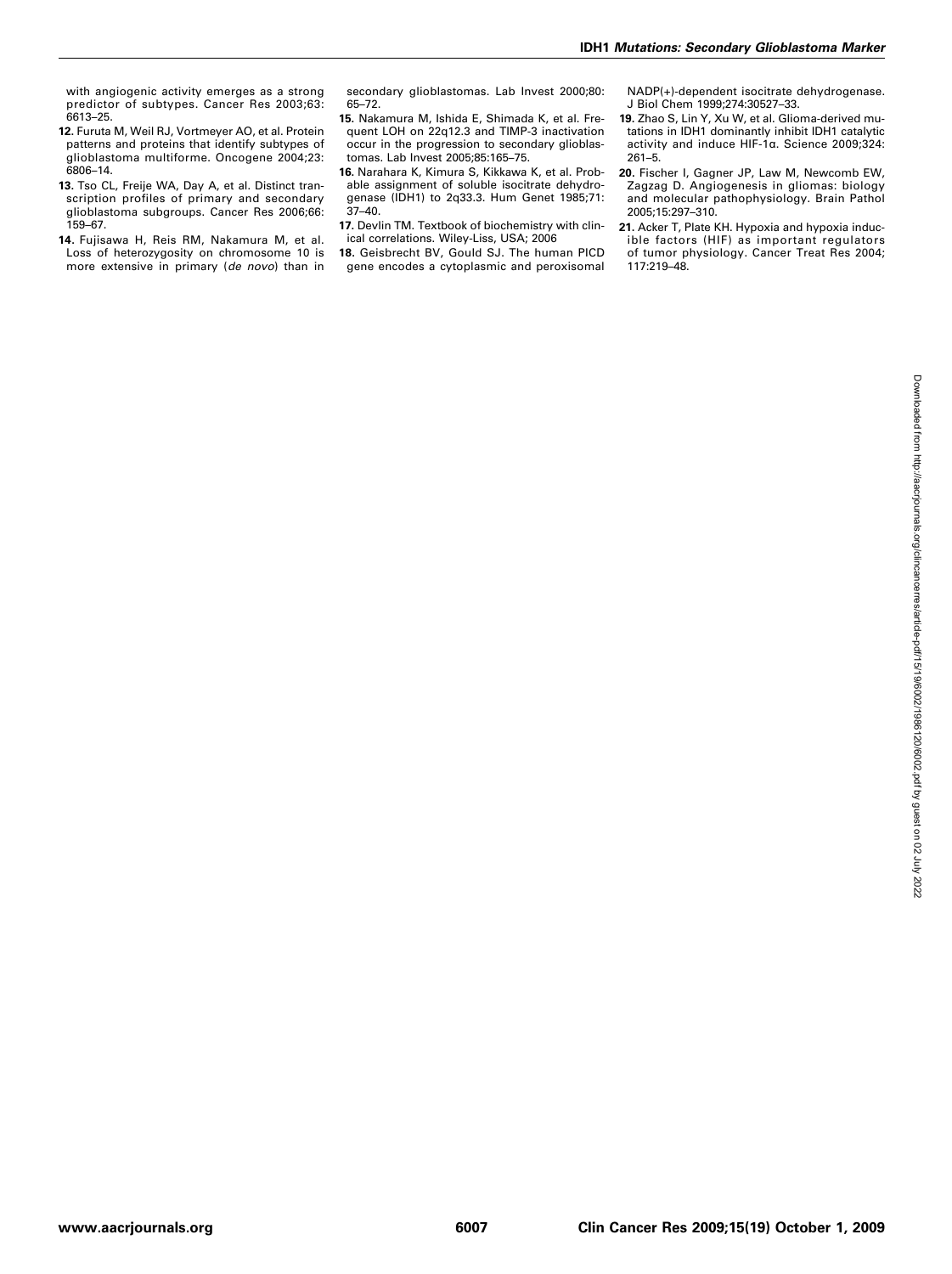with angiogenic activity emerges as a strong predictor of subtypes. Cancer Res 2003;63: 6613–25.

12. Furuta M, Weil RJ, Vortmeyer AO, et al. Protein patterns and proteins that identify subtypes of glioblastoma multiforme. Oncogene 2004;23: 6806–14.

13. Tso CL, Freije WA, Day A, et al. Distinct transcription profiles of primary and secondary glioblastoma subgroups. Cancer Res 2006;66: 159–67.

14. Fujisawa H, Reis RM, Nakamura M, et al. Loss of heterozygosity on chromosome 10 is more extensive in primary (*de novo*) than in secondary glioblastomas. Lab Invest 2000;80: 65–72.

15. Nakamura M, Ishida E, Shimada K, et al. Frequent LOH on 22q12.3 and TIMP-3 inactivation occur in the progression to secondary glioblastomas. Lab Invest 2005;85:165–75.

16. Narahara K, Kimura S, Kikkawa K, et al. Probable assignment of soluble isocitrate dehydrogenase (IDH1) to 2q33.3. Hum Genet 1985;71: 37–40.

17. Devlin TM. Textbook of biochemistry with clinical correlations. Wiley-Liss, USA; 2006

18. Geisbrecht BV, Gould SJ. The human PICD gene encodes a cytoplasmic and peroxisomal NADP(+)-dependent isocitrate dehydrogenase. J Biol Chem 1999;274:30527–33.

19. Zhao S, Lin Y, Xu W, et al. Glioma-derived mutations in IDH1 dominantly inhibit IDH1 catalytic activity and induce HIF-1α. Science 2009;324: 261–5.

20. Fischer I, Gagner JP, Law M, Newcomb EW, Zagzag D. Angiogenesis in gliomas: biology and molecular pathophysiology. Brain Pathol 2005;15:297–310.

21. Acker T, Plate KH. Hypoxia and hypoxia inducible factors (HIF) as important regulators of tumor physiology. Cancer Treat Res 2004; 117:219–48.